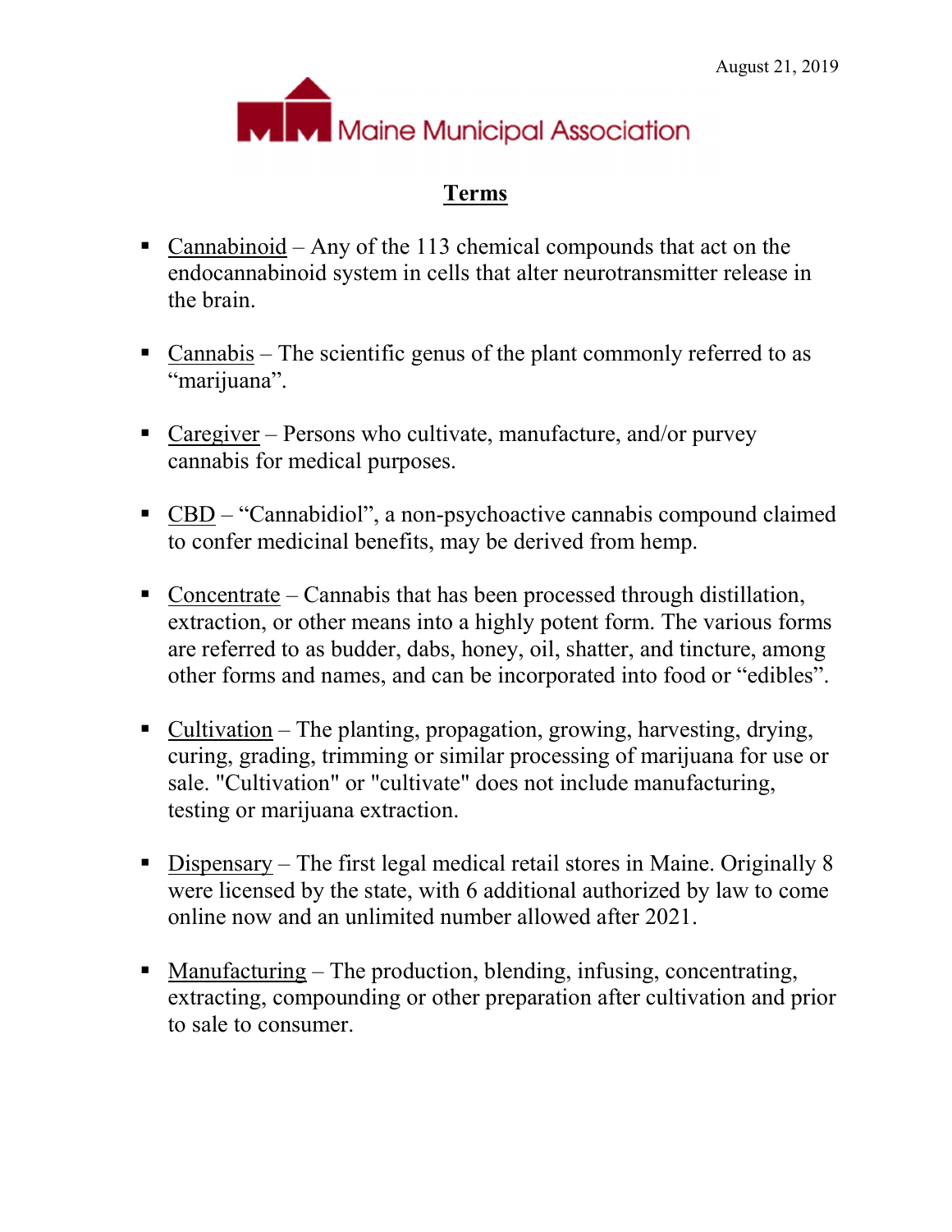August 21, 2019

Maine Municipal Association

# Terms

- Cannabinoid – Any of the 113 chemical compounds that act on the endocannabinoid system in cells that alter neurotransmitter release in the brain.

- Cannabis – The scientific genus of the plant commonly referred to as "marijuana".

- Caregiver – Persons who cultivate, manufacture, and/or purvey cannabis for medical purposes.

- CBD – "Cannabidiol", a non-psychoactive cannabis compound claimed to confer medicinal benefits, may be derived from hemp.

- Concentrate – Cannabis that has been processed through distillation, extraction, or other means into a highly potent form. The various forms are referred to as budder, dabs, honey, oil, shatter, and tincture, among other forms and names, and can be incorporated into food or "edibles".

- Cultivation – The planting, propagation, growing, harvesting, drying, curing, grading, trimming or similar processing of marijuana for use or sale. "Cultivation" or "cultivate" does not include manufacturing, testing or marijuana extraction.

- Dispensary – The first legal medical retail stores in Maine. Originally 8 were licensed by the state, with 6 additional authorized by law to come online now and an unlimited number allowed after 2021.

- Manufacturing – The production, blending, infusing, concentrating, extracting, compounding or other preparation after cultivation and prior to sale to consumer.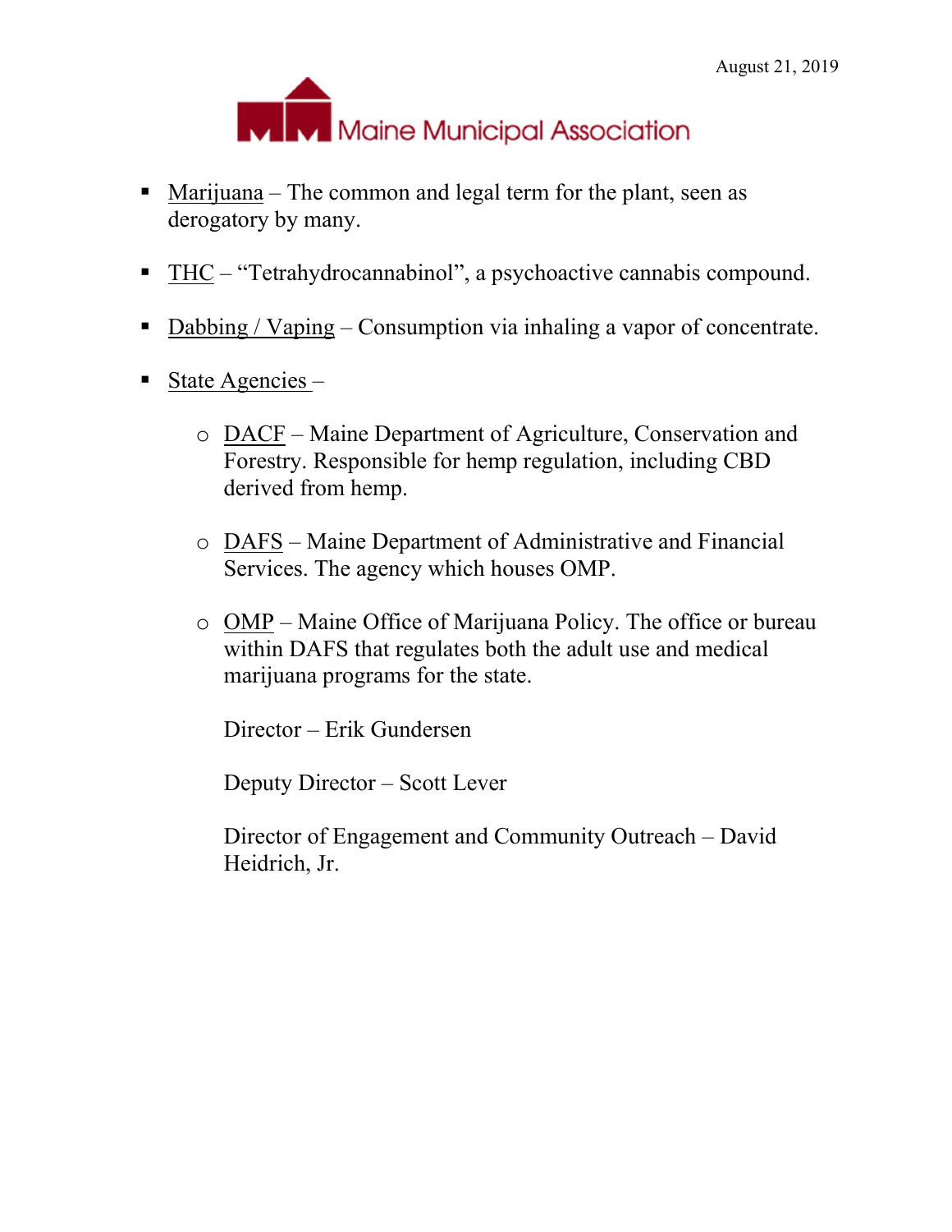August 21, 2019

Maine Municipal Association

- Marijuana – The common and legal term for the plant, seen as derogatory by many.

- THC – "Tetrahydrocannabinol", a psychoactive cannabis compound.

- Dabbing / Vaping – Consumption via inhaling a vapor of concentrate.

- State Agencies –

  - DACF – Maine Department of Agriculture, Conservation and Forestry. Responsible for hemp regulation, including CBD derived from hemp.

  - DAFS – Maine Department of Administrative and Financial Services. The agency which houses OMP.

  - OMP – Maine Office of Marijuana Policy. The office or bureau within DAFS that regulates both the adult use and medical marijuana programs for the state.

    Director – Erik Gundersen

    Deputy Director – Scott Lever

    Director of Engagement and Community Outreach – David Heidrich, Jr.